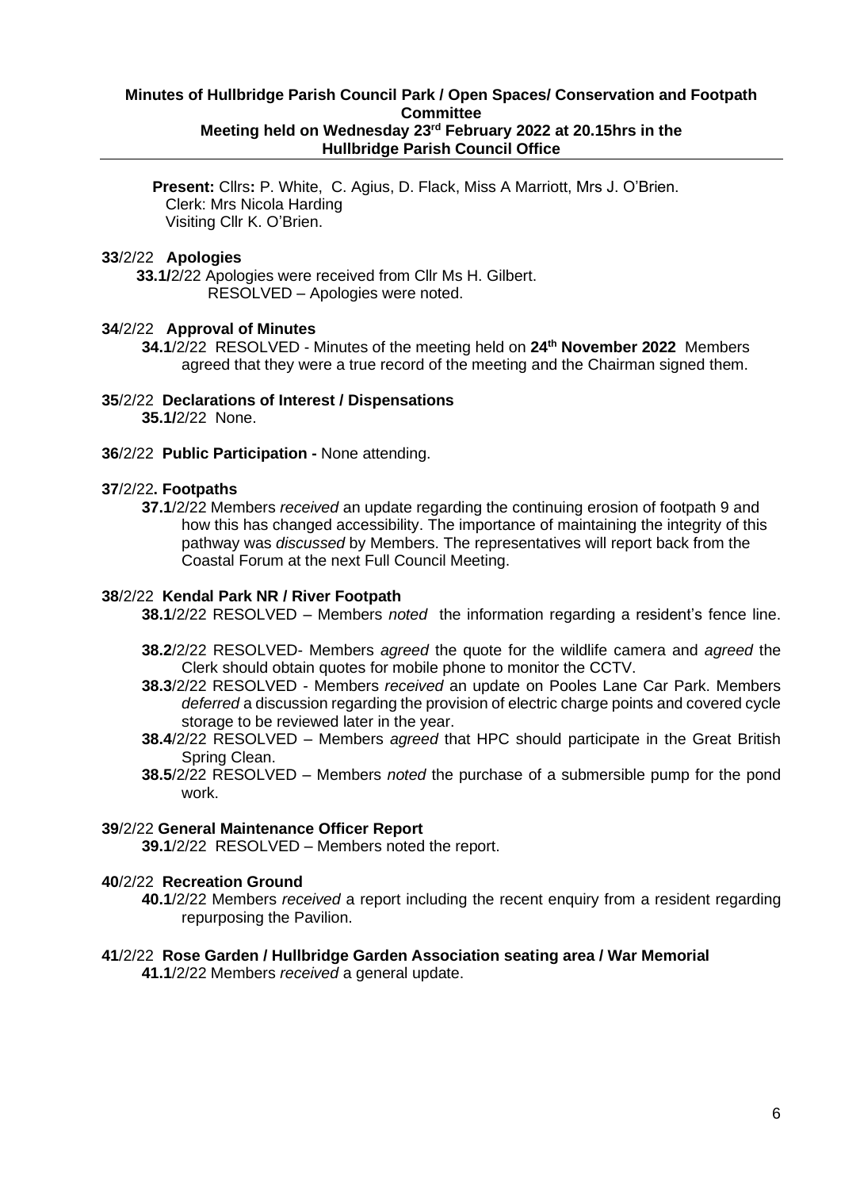# Minutes of Hullbridge Parish Council Park / Open Spaces/ Conservation and Footpath Committee

**Meeting held on Wednesday 23rd February 2022 at 20.15hrs in the Hullbridge Parish Council Office**

**Present:** Cllrs**:** P. White, C. Agius, D. Flack, Miss A Marriott, Mrs J. O'Brien.
Clerk: Mrs Nicola Harding
Visiting Cllr K. O'Brien.

**33**/2/22 **Apologies**

**33.1/**2/22 Apologies were received from Cllr Ms H. Gilbert.
RESOLVED – Apologies were noted.

**34**/2/22 **Approval of Minutes**

**34.1**/2/22 RESOLVED - Minutes of the meeting held on **24th November 2022** Members agreed that they were a true record of the meeting and the Chairman signed them.

**35**/2/22 **Declarations of Interest / Dispensations**

**35.1/**2/22 None.

**36**/2/22 **Public Participation -** None attending.

**37**/2/22**. Footpaths**

**37.1**/2/22 Members *received* an update regarding the continuing erosion of footpath 9 and how this has changed accessibility. The importance of maintaining the integrity of this pathway was *discussed* by Members. The representatives will report back from the Coastal Forum at the next Full Council Meeting.

**38**/2/22 **Kendal Park NR / River Footpath**

**38.1**/2/22 RESOLVED – Members *noted* the information regarding a resident's fence line.

**38.2**/2/22 RESOLVED- Members *agreed* the quote for the wildlife camera and *agreed* the Clerk should obtain quotes for mobile phone to monitor the CCTV.

**38.3**/2/22 RESOLVED - Members *received* an update on Pooles Lane Car Park. Members *deferred* a discussion regarding the provision of electric charge points and covered cycle storage to be reviewed later in the year.

**38.4**/2/22 RESOLVED – Members *agreed* that HPC should participate in the Great British Spring Clean.

**38.5**/2/22 RESOLVED – Members *noted* the purchase of a submersible pump for the pond work.

**39**/2/22 **General Maintenance Officer Report**

**39.1**/2/22 RESOLVED – Members noted the report.

**40**/2/22 **Recreation Ground**

**40.1**/2/22 Members *received* a report including the recent enquiry from a resident regarding repurposing the Pavilion.

**41**/2/22 **Rose Garden / Hullbridge Garden Association seating area / War Memorial**

**41.1**/2/22 Members *received* a general update.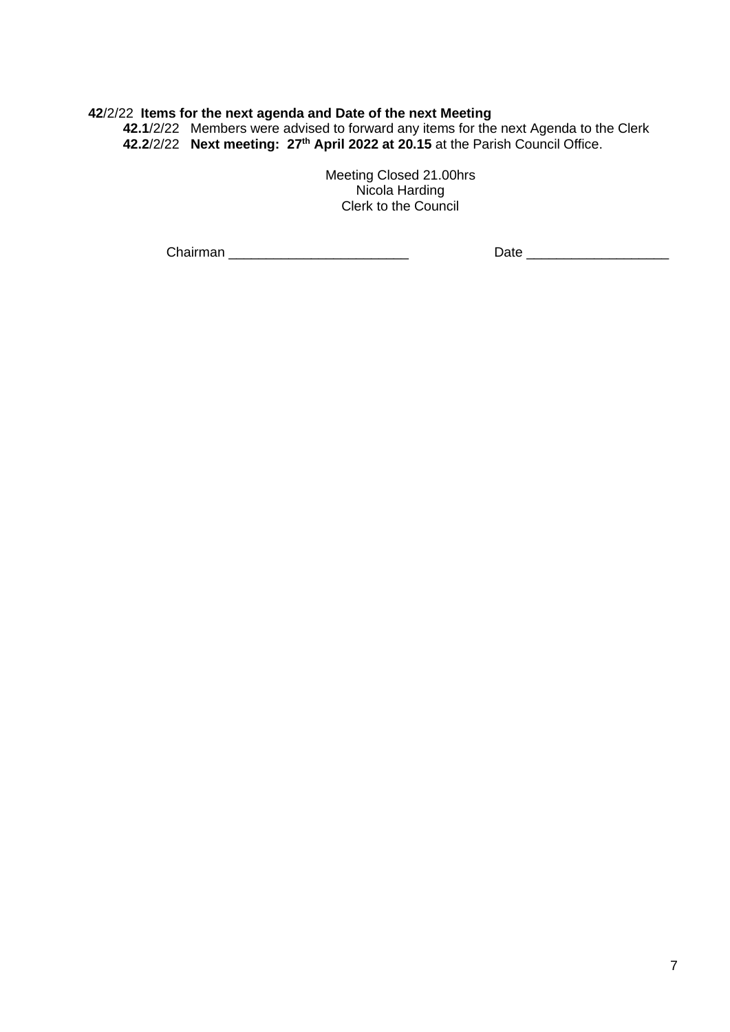**42**/2/22 **Items for the next agenda and Date of the next Meeting**

- **42.1**/2/22 Members were advised to forward any items for the next Agenda to the Clerk
- **42.2**/2/22 **Next meeting: 27th April 2022 at 20.15** at the Parish Council Office.

Meeting Closed 21.00hrs
Nicola Harding
Clerk to the Council

Chairman _________________________ Date ___________________